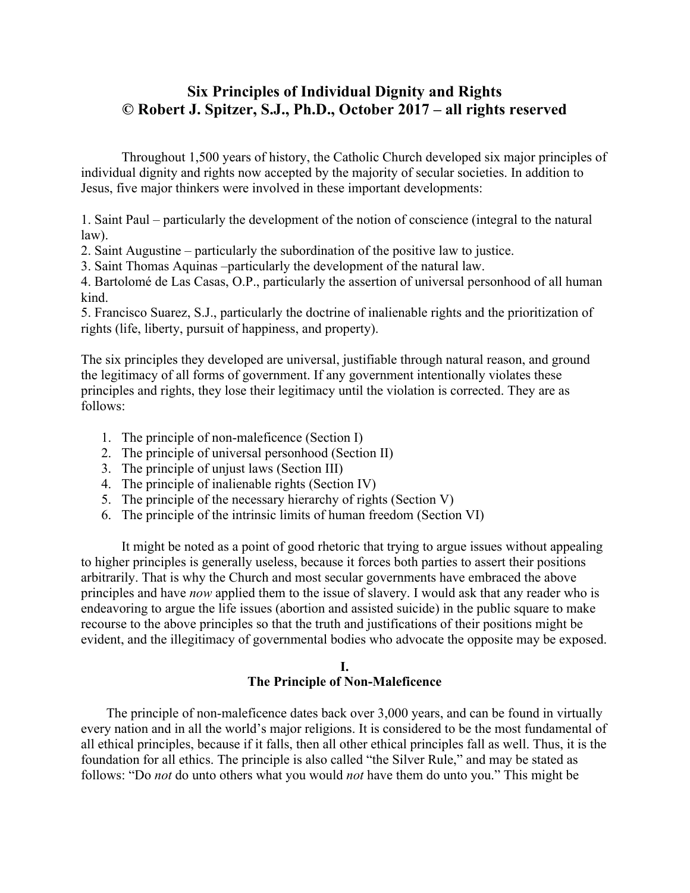# Six Principles of Individual Dignity and Rights
# © Robert J. Spitzer, S.J., Ph.D., October 2017 – all rights reserved

Throughout 1,500 years of history, the Catholic Church developed six major principles of individual dignity and rights now accepted by the majority of secular societies. In addition to Jesus, five major thinkers were involved in these important developments:

1. Saint Paul – particularly the development of the notion of conscience (integral to the natural law).
2. Saint Augustine – particularly the subordination of the positive law to justice.
3. Saint Thomas Aquinas –particularly the development of the natural law.
4. Bartolomé de Las Casas, O.P., particularly the assertion of universal personhood of all human kind.
5. Francisco Suarez, S.J., particularly the doctrine of inalienable rights and the prioritization of rights (life, liberty, pursuit of happiness, and property).

The six principles they developed are universal, justifiable through natural reason, and ground the legitimacy of all forms of government. If any government intentionally violates these principles and rights, they lose their legitimacy until the violation is corrected. They are as follows:

1. The principle of non-maleficence (Section I)
2. The principle of universal personhood (Section II)
3. The principle of unjust laws (Section III)
4. The principle of inalienable rights (Section IV)
5. The principle of the necessary hierarchy of rights (Section V)
6. The principle of the intrinsic limits of human freedom (Section VI)

It might be noted as a point of good rhetoric that trying to argue issues without appealing to higher principles is generally useless, because it forces both parties to assert their positions arbitrarily. That is why the Church and most secular governments have embraced the above principles and have *now* applied them to the issue of slavery. I would ask that any reader who is endeavoring to argue the life issues (abortion and assisted suicide) in the public square to make recourse to the above principles so that the truth and justifications of their positions might be evident, and the illegitimacy of governmental bodies who advocate the opposite may be exposed.

## I.
## The Principle of Non-Maleficence

The principle of non-maleficence dates back over 3,000 years, and can be found in virtually every nation and in all the world's major religions. It is considered to be the most fundamental of all ethical principles, because if it falls, then all other ethical principles fall as well. Thus, it is the foundation for all ethics. The principle is also called "the Silver Rule," and may be stated as follows: "Do *not* do unto others what you would *not* have them do unto you." This might be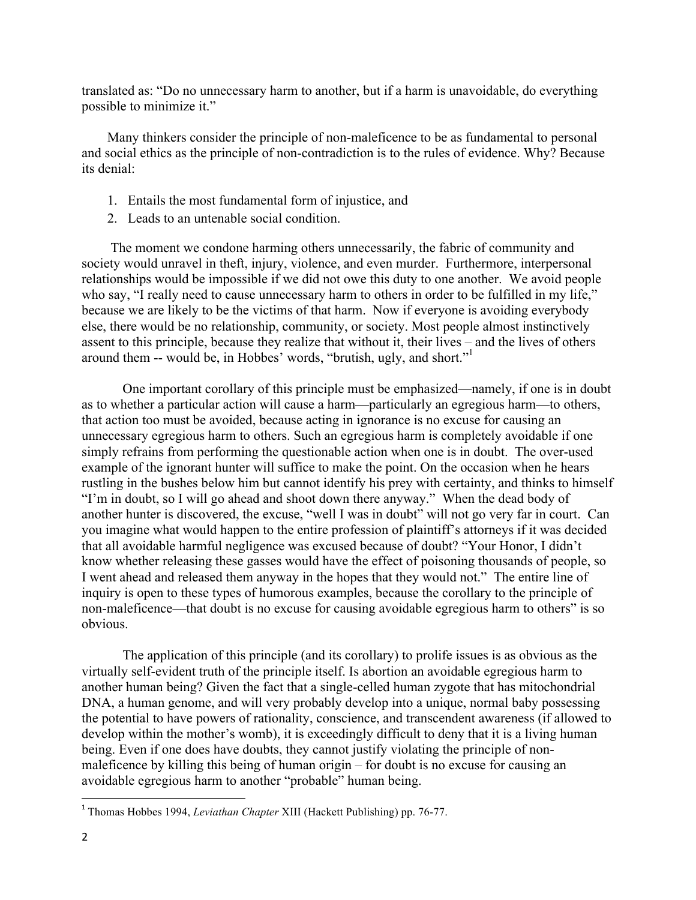translated as: "Do no unnecessary harm to another, but if a harm is unavoidable, do everything possible to minimize it."

Many thinkers consider the principle of non-maleficence to be as fundamental to personal and social ethics as the principle of non-contradiction is to the rules of evidence. Why? Because its denial:

1. Entails the most fundamental form of injustice, and
2. Leads to an untenable social condition.

The moment we condone harming others unnecessarily, the fabric of community and society would unravel in theft, injury, violence, and even murder. Furthermore, interpersonal relationships would be impossible if we did not owe this duty to one another. We avoid people who say, "I really need to cause unnecessary harm to others in order to be fulfilled in my life," because we are likely to be the victims of that harm. Now if everyone is avoiding everybody else, there would be no relationship, community, or society. Most people almost instinctively assent to this principle, because they realize that without it, their lives – and the lives of others around them -- would be, in Hobbes' words, "brutish, ugly, and short."[1]

One important corollary of this principle must be emphasized—namely, if one is in doubt as to whether a particular action will cause a harm—particularly an egregious harm—to others, that action too must be avoided, because acting in ignorance is no excuse for causing an unnecessary egregious harm to others. Such an egregious harm is completely avoidable if one simply refrains from performing the questionable action when one is in doubt. The over-used example of the ignorant hunter will suffice to make the point. On the occasion when he hears rustling in the bushes below him but cannot identify his prey with certainty, and thinks to himself "I'm in doubt, so I will go ahead and shoot down there anyway." When the dead body of another hunter is discovered, the excuse, "well I was in doubt" will not go very far in court. Can you imagine what would happen to the entire profession of plaintiff's attorneys if it was decided that all avoidable harmful negligence was excused because of doubt? "Your Honor, I didn't know whether releasing these gasses would have the effect of poisoning thousands of people, so I went ahead and released them anyway in the hopes that they would not." The entire line of inquiry is open to these types of humorous examples, because the corollary to the principle of non-maleficence—that doubt is no excuse for causing avoidable egregious harm to others" is so obvious.

The application of this principle (and its corollary) to prolife issues is as obvious as the virtually self-evident truth of the principle itself. Is abortion an avoidable egregious harm to another human being? Given the fact that a single-celled human zygote that has mitochondrial DNA, a human genome, and will very probably develop into a unique, normal baby possessing the potential to have powers of rationality, conscience, and transcendent awareness (if allowed to develop within the mother's womb), it is exceedingly difficult to deny that it is a living human being. Even if one does have doubts, they cannot justify violating the principle of non-maleficence by killing this being of human origin – for doubt is no excuse for causing an avoidable egregious harm to another "probable" human being.

---

[1] Thomas Hobbes 1994, *Leviathan Chapter* XIII (Hackett Publishing) pp. 76-77.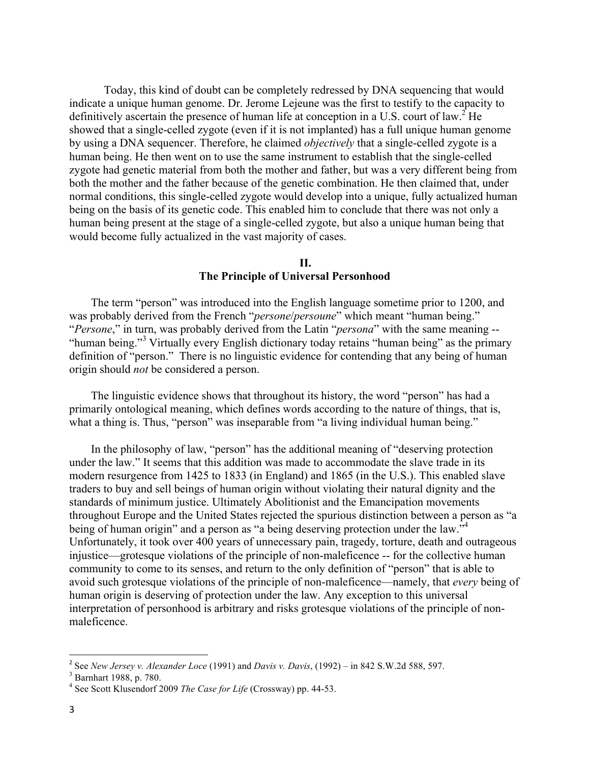Today, this kind of doubt can be completely redressed by DNA sequencing that would indicate a unique human genome. Dr. Jerome Lejeune was the first to testify to the capacity to definitively ascertain the presence of human life at conception in a U.S. court of law.[2] He showed that a single-celled zygote (even if it is not implanted) has a full unique human genome by using a DNA sequencer. Therefore, he claimed *objectively* that a single-celled zygote is a human being. He then went on to use the same instrument to establish that the single-celled zygote had genetic material from both the mother and father, but was a very different being from both the mother and the father because of the genetic combination. He then claimed that, under normal conditions, this single-celled zygote would develop into a unique, fully actualized human being on the basis of its genetic code. This enabled him to conclude that there was not only a human being present at the stage of a single-celled zygote, but also a unique human being that would become fully actualized in the vast majority of cases.

## II.
## The Principle of Universal Personhood

The term "person" was introduced into the English language sometime prior to 1200, and was probably derived from the French "*persone*/*persoune*" which meant "human being." "*Persone*," in turn, was probably derived from the Latin "*persona*" with the same meaning -- "human being."[3] Virtually every English dictionary today retains "human being" as the primary definition of "person." There is no linguistic evidence for contending that any being of human origin should *not* be considered a person.

The linguistic evidence shows that throughout its history, the word "person" has had a primarily ontological meaning, which defines words according to the nature of things, that is, what a thing is. Thus, "person" was inseparable from "a living individual human being."

In the philosophy of law, "person" has the additional meaning of "deserving protection under the law." It seems that this addition was made to accommodate the slave trade in its modern resurgence from 1425 to 1833 (in England) and 1865 (in the U.S.). This enabled slave traders to buy and sell beings of human origin without violating their natural dignity and the standards of minimum justice. Ultimately Abolitionist and the Emancipation movements throughout Europe and the United States rejected the spurious distinction between a person as "a being of human origin" and a person as "a being deserving protection under the law."[4] Unfortunately, it took over 400 years of unnecessary pain, tragedy, torture, death and outrageous injustice—grotesque violations of the principle of non-maleficence -- for the collective human community to come to its senses, and return to the only definition of "person" that is able to avoid such grotesque violations of the principle of non-maleficence—namely, that *every* being of human origin is deserving of protection under the law. Any exception to this universal interpretation of personhood is arbitrary and risks grotesque violations of the principle of non-maleficence.

---

[2] See *New Jersey v. Alexander Loce* (1991) and *Davis v. Davis*, (1992) – in 842 S.W.2d 588, 597.

[3] Barnhart 1988, p. 780.

[4] See Scott Klusendorf 2009 *The Case for Life* (Crossway) pp. 44-53.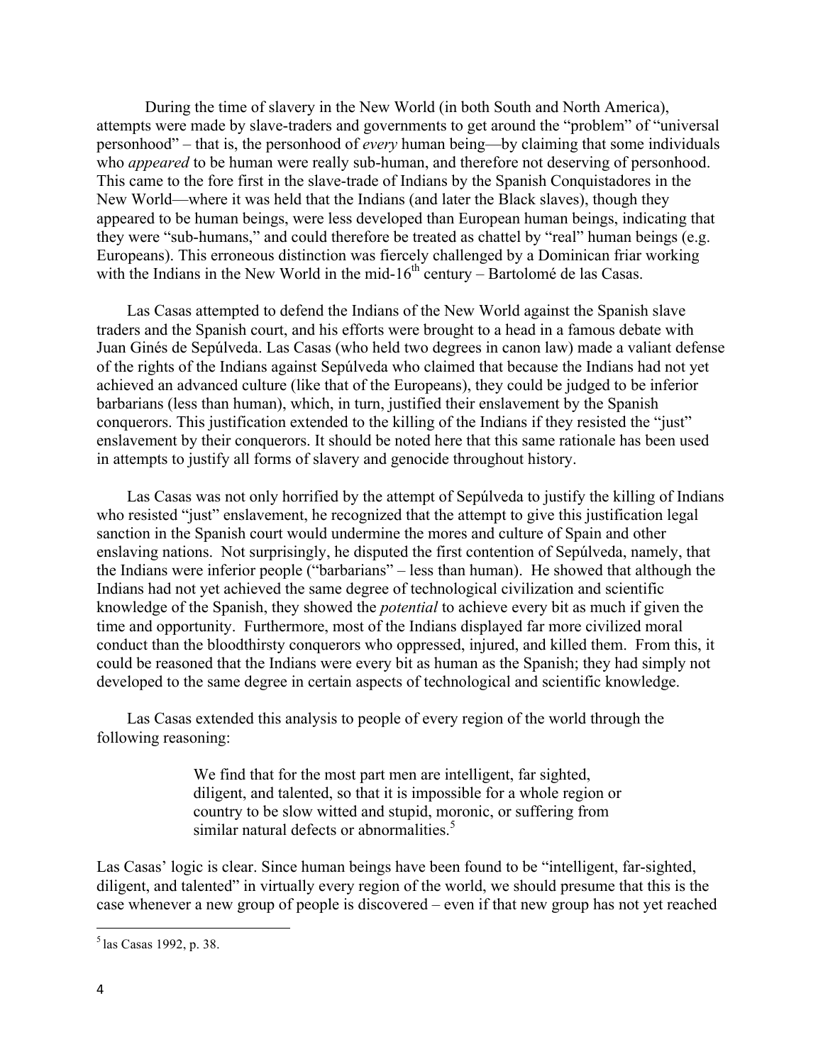During the time of slavery in the New World (in both South and North America), attempts were made by slave-traders and governments to get around the "problem" of "universal personhood" – that is, the personhood of *every* human being—by claiming that some individuals who *appeared* to be human were really sub-human, and therefore not deserving of personhood. This came to the fore first in the slave-trade of Indians by the Spanish Conquistadores in the New World—where it was held that the Indians (and later the Black slaves), though they appeared to be human beings, were less developed than European human beings, indicating that they were "sub-humans," and could therefore be treated as chattel by "real" human beings (e.g. Europeans). This erroneous distinction was fiercely challenged by a Dominican friar working with the Indians in the New World in the mid-16th century – Bartolomé de las Casas.

Las Casas attempted to defend the Indians of the New World against the Spanish slave traders and the Spanish court, and his efforts were brought to a head in a famous debate with Juan Ginés de Sepúlveda. Las Casas (who held two degrees in canon law) made a valiant defense of the rights of the Indians against Sepúlveda who claimed that because the Indians had not yet achieved an advanced culture (like that of the Europeans), they could be judged to be inferior barbarians (less than human), which, in turn, justified their enslavement by the Spanish conquerors. This justification extended to the killing of the Indians if they resisted the "just" enslavement by their conquerors. It should be noted here that this same rationale has been used in attempts to justify all forms of slavery and genocide throughout history.

Las Casas was not only horrified by the attempt of Sepúlveda to justify the killing of Indians who resisted "just" enslavement, he recognized that the attempt to give this justification legal sanction in the Spanish court would undermine the mores and culture of Spain and other enslaving nations. Not surprisingly, he disputed the first contention of Sepúlveda, namely, that the Indians were inferior people ("barbarians" – less than human). He showed that although the Indians had not yet achieved the same degree of technological civilization and scientific knowledge of the Spanish, they showed the *potential* to achieve every bit as much if given the time and opportunity. Furthermore, most of the Indians displayed far more civilized moral conduct than the bloodthirsty conquerors who oppressed, injured, and killed them. From this, it could be reasoned that the Indians were every bit as human as the Spanish; they had simply not developed to the same degree in certain aspects of technological and scientific knowledge.

Las Casas extended this analysis to people of every region of the world through the following reasoning:

> We find that for the most part men are intelligent, far sighted, diligent, and talented, so that it is impossible for a whole region or country to be slow witted and stupid, moronic, or suffering from similar natural defects or abnormalities.[5]

Las Casas' logic is clear. Since human beings have been found to be "intelligent, far-sighted, diligent, and talented" in virtually every region of the world, we should presume that this is the case whenever a new group of people is discovered – even if that new group has not yet reached

[5] las Casas 1992, p. 38.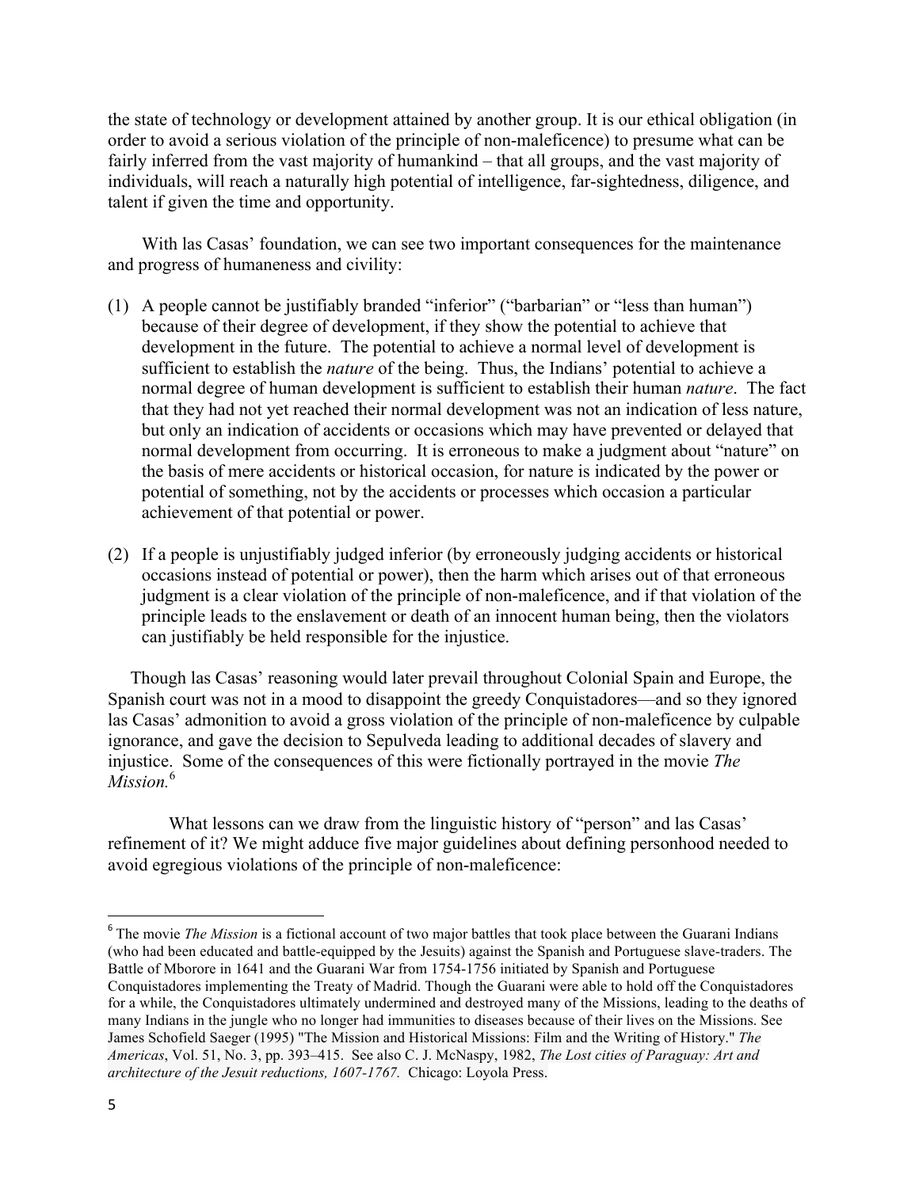the state of technology or development attained by another group. It is our ethical obligation (in order to avoid a serious violation of the principle of non-maleficence) to presume what can be fairly inferred from the vast majority of humankind – that all groups, and the vast majority of individuals, will reach a naturally high potential of intelligence, far-sightedness, diligence, and talent if given the time and opportunity.

With las Casas' foundation, we can see two important consequences for the maintenance and progress of humaneness and civility:

(1) A people cannot be justifiably branded "inferior" ("barbarian" or "less than human") because of their degree of development, if they show the potential to achieve that development in the future. The potential to achieve a normal level of development is sufficient to establish the *nature* of the being. Thus, the Indians' potential to achieve a normal degree of human development is sufficient to establish their human *nature*. The fact that they had not yet reached their normal development was not an indication of less nature, but only an indication of accidents or occasions which may have prevented or delayed that normal development from occurring. It is erroneous to make a judgment about "nature" on the basis of mere accidents or historical occasion, for nature is indicated by the power or potential of something, not by the accidents or processes which occasion a particular achievement of that potential or power.

(2) If a people is unjustifiably judged inferior (by erroneously judging accidents or historical occasions instead of potential or power), then the harm which arises out of that erroneous judgment is a clear violation of the principle of non-maleficence, and if that violation of the principle leads to the enslavement or death of an innocent human being, then the violators can justifiably be held responsible for the injustice.

Though las Casas' reasoning would later prevail throughout Colonial Spain and Europe, the Spanish court was not in a mood to disappoint the greedy Conquistadores—and so they ignored las Casas' admonition to avoid a gross violation of the principle of non-maleficence by culpable ignorance, and gave the decision to Sepulveda leading to additional decades of slavery and injustice. Some of the consequences of this were fictionally portrayed in the movie *The Mission.*[6]

What lessons can we draw from the linguistic history of "person" and las Casas' refinement of it? We might adduce five major guidelines about defining personhood needed to avoid egregious violations of the principle of non-maleficence:

---

[6] The movie *The Mission* is a fictional account of two major battles that took place between the Guarani Indians (who had been educated and battle-equipped by the Jesuits) against the Spanish and Portuguese slave-traders. The Battle of Mborore in 1641 and the Guarani War from 1754-1756 initiated by Spanish and Portuguese Conquistadores implementing the Treaty of Madrid. Though the Guarani were able to hold off the Conquistadores for a while, the Conquistadores ultimately undermined and destroyed many of the Missions, leading to the deaths of many Indians in the jungle who no longer had immunities to diseases because of their lives on the Missions. See James Schofield Saeger (1995) "The Mission and Historical Missions: Film and the Writing of History." *The Americas*, Vol. 51, No. 3, pp. 393–415. See also C. J. McNaspy, 1982, *The Lost cities of Paraguay: Art and architecture of the Jesuit reductions, 1607-1767.* Chicago: Loyola Press.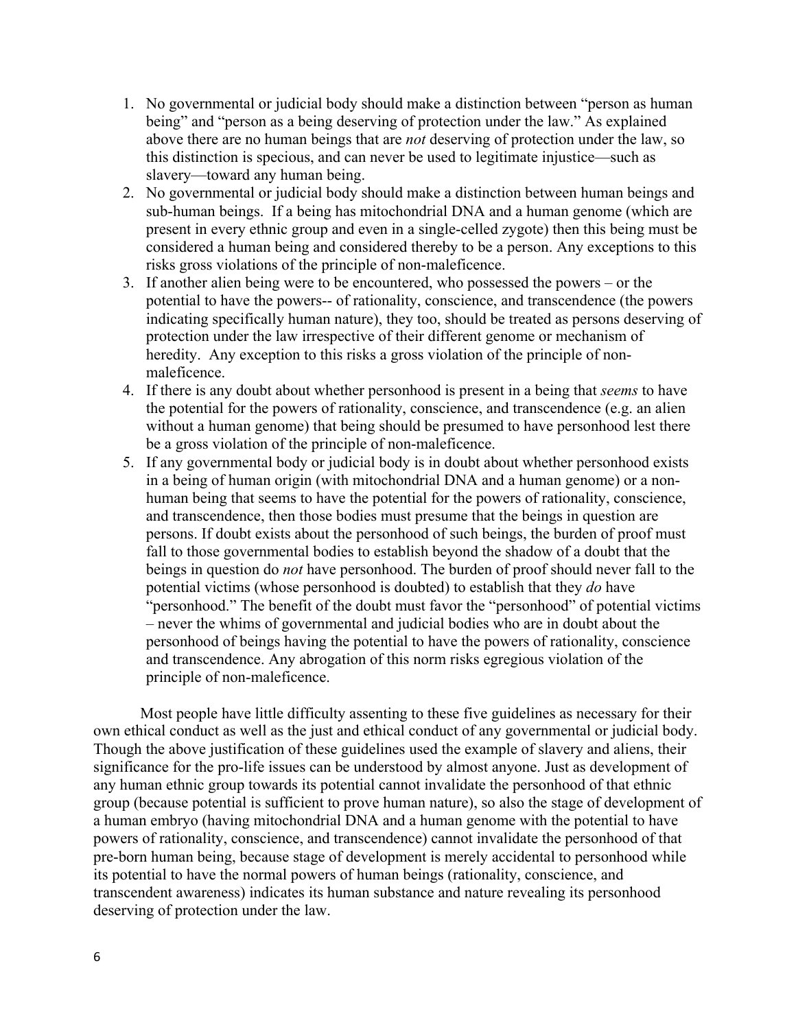1. No governmental or judicial body should make a distinction between "person as human being" and "person as a being deserving of protection under the law." As explained above there are no human beings that are *not* deserving of protection under the law, so this distinction is specious, and can never be used to legitimate injustice—such as slavery—toward any human being.
2. No governmental or judicial body should make a distinction between human beings and sub-human beings. If a being has mitochondrial DNA and a human genome (which are present in every ethnic group and even in a single-celled zygote) then this being must be considered a human being and considered thereby to be a person. Any exceptions to this risks gross violations of the principle of non-maleficence.
3. If another alien being were to be encountered, who possessed the powers – or the potential to have the powers-- of rationality, conscience, and transcendence (the powers indicating specifically human nature), they too, should be treated as persons deserving of protection under the law irrespective of their different genome or mechanism of heredity. Any exception to this risks a gross violation of the principle of non-maleficence.
4. If there is any doubt about whether personhood is present in a being that *seems* to have the potential for the powers of rationality, conscience, and transcendence (e.g. an alien without a human genome) that being should be presumed to have personhood lest there be a gross violation of the principle of non-maleficence.
5. If any governmental body or judicial body is in doubt about whether personhood exists in a being of human origin (with mitochondrial DNA and a human genome) or a non-human being that seems to have the potential for the powers of rationality, conscience, and transcendence, then those bodies must presume that the beings in question are persons. If doubt exists about the personhood of such beings, the burden of proof must fall to those governmental bodies to establish beyond the shadow of a doubt that the beings in question do *not* have personhood. The burden of proof should never fall to the potential victims (whose personhood is doubted) to establish that they *do* have "personhood." The benefit of the doubt must favor the "personhood" of potential victims – never the whims of governmental and judicial bodies who are in doubt about the personhood of beings having the potential to have the powers of rationality, conscience and transcendence. Any abrogation of this norm risks egregious violation of the principle of non-maleficence.

Most people have little difficulty assenting to these five guidelines as necessary for their own ethical conduct as well as the just and ethical conduct of any governmental or judicial body. Though the above justification of these guidelines used the example of slavery and aliens, their significance for the pro-life issues can be understood by almost anyone. Just as development of any human ethnic group towards its potential cannot invalidate the personhood of that ethnic group (because potential is sufficient to prove human nature), so also the stage of development of a human embryo (having mitochondrial DNA and a human genome with the potential to have powers of rationality, conscience, and transcendence) cannot invalidate the personhood of that pre-born human being, because stage of development is merely accidental to personhood while its potential to have the normal powers of human beings (rationality, conscience, and transcendent awareness) indicates its human substance and nature revealing its personhood deserving of protection under the law.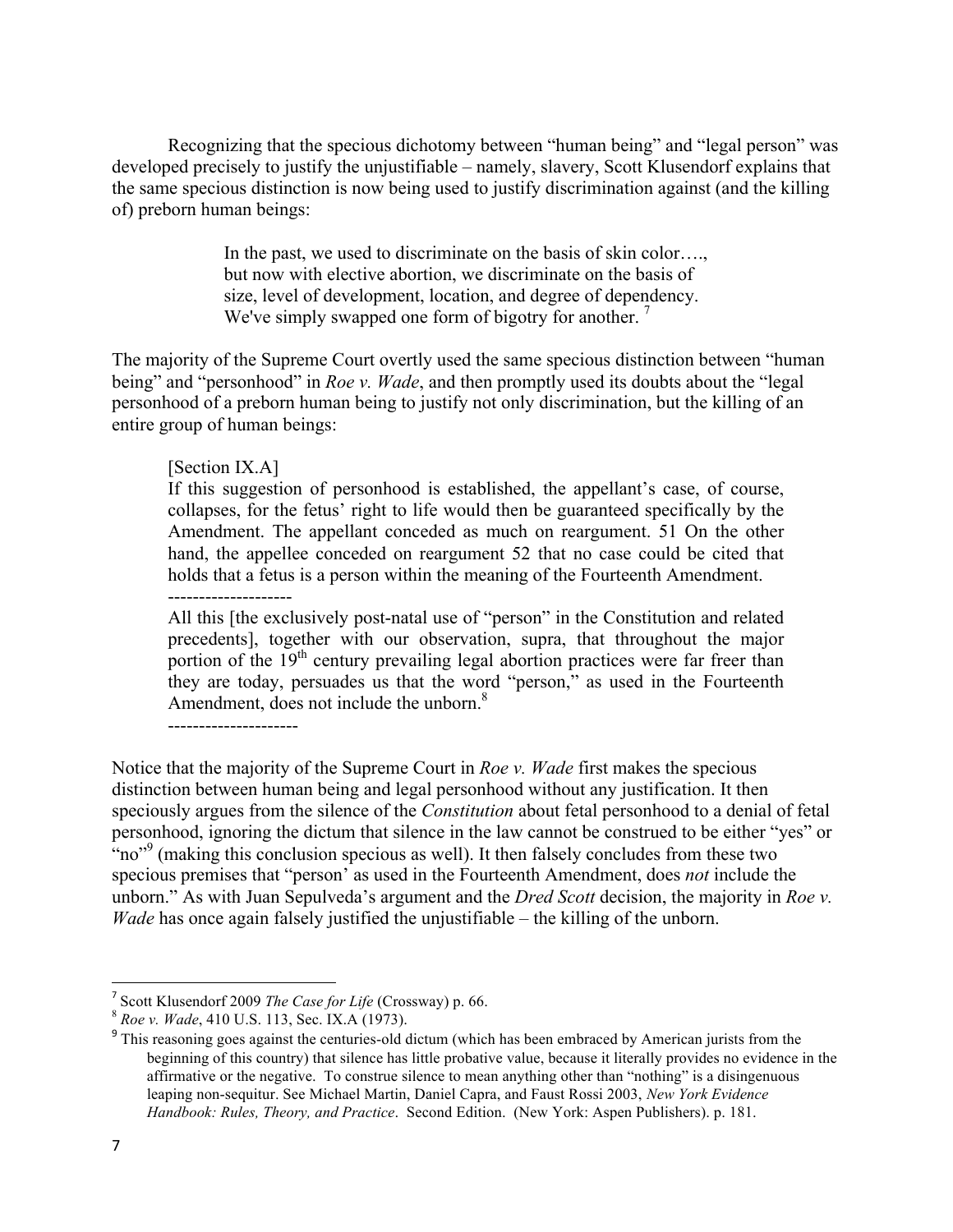Recognizing that the specious dichotomy between "human being" and "legal person" was developed precisely to justify the unjustifiable – namely, slavery, Scott Klusendorf explains that the same specious distinction is now being used to justify discrimination against (and the killing of) preborn human beings:

> In the past, we used to discriminate on the basis of skin color…., but now with elective abortion, we discriminate on the basis of size, level of development, location, and degree of dependency. We've simply swapped one form of bigotry for another. [7]

The majority of the Supreme Court overtly used the same specious distinction between "human being" and "personhood" in *Roe v. Wade*, and then promptly used its doubts about the "legal personhood of a preborn human being to justify not only discrimination, but the killing of an entire group of human beings:

> [Section IX.A]
>
> If this suggestion of personhood is established, the appellant's case, of course, collapses, for the fetus' right to life would then be guaranteed specifically by the Amendment. The appellant conceded as much on reargument. 51 On the other hand, the appellee conceded on reargument 52 that no case could be cited that holds that a fetus is a person within the meaning of the Fourteenth Amendment.
>
> --------------------
>
> All this [the exclusively post-natal use of "person" in the Constitution and related precedents], together with our observation, supra, that throughout the major portion of the 19th century prevailing legal abortion practices were far freer than they are today, persuades us that the word "person," as used in the Fourteenth Amendment, does not include the unborn.[8]
>
> ---------------------

Notice that the majority of the Supreme Court in *Roe v. Wade* first makes the specious distinction between human being and legal personhood without any justification. It then speciously argues from the silence of the *Constitution* about fetal personhood to a denial of fetal personhood, ignoring the dictum that silence in the law cannot be construed to be either "yes" or "no"[9] (making this conclusion specious as well). It then falsely concludes from these two specious premises that "person' as used in the Fourteenth Amendment, does *not* include the unborn." As with Juan Sepulveda's argument and the *Dred Scott* decision, the majority in *Roe v. Wade* has once again falsely justified the unjustifiable – the killing of the unborn.

---

[7] Scott Klusendorf 2009 *The Case for Life* (Crossway) p. 66.

[8] *Roe v. Wade*, 410 U.S. 113, Sec. IX.A (1973).

[9] This reasoning goes against the centuries-old dictum (which has been embraced by American jurists from the beginning of this country) that silence has little probative value, because it literally provides no evidence in the affirmative or the negative. To construe silence to mean anything other than "nothing" is a disingenuous leaping non-sequitur. See Michael Martin, Daniel Capra, and Faust Rossi 2003, *New York Evidence Handbook: Rules, Theory, and Practice*. Second Edition. (New York: Aspen Publishers). p. 181.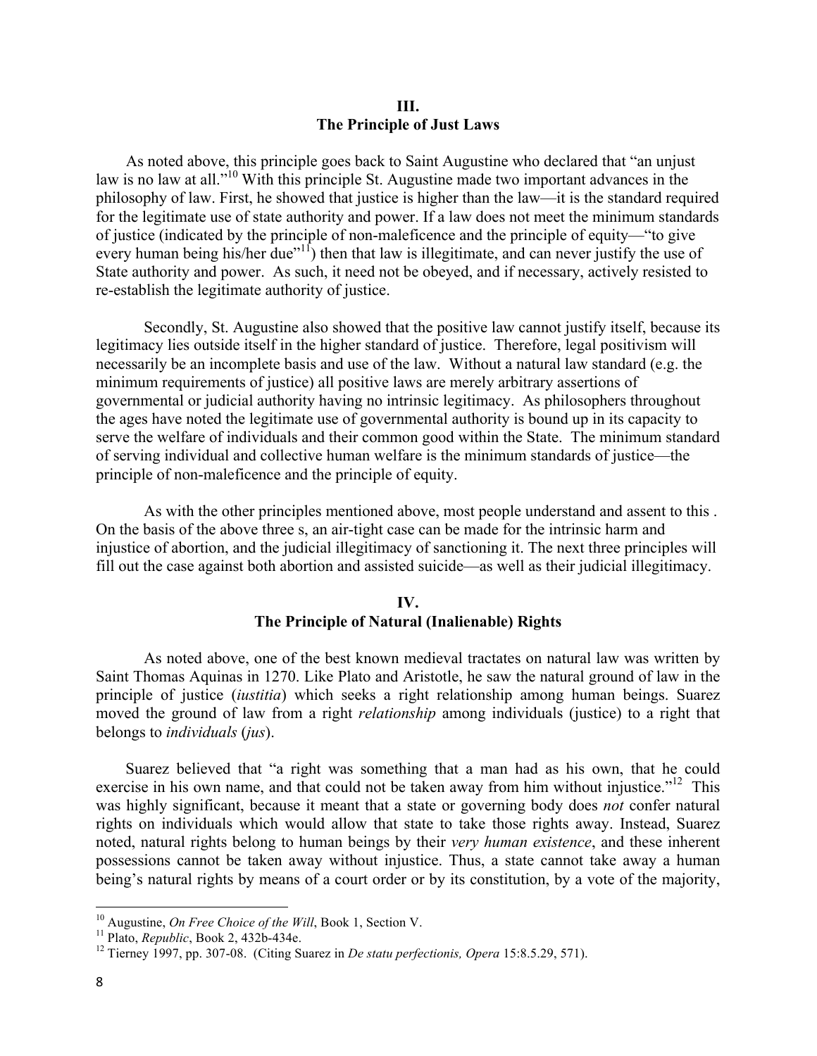## III.
## The Principle of Just Laws

As noted above, this principle goes back to Saint Augustine who declared that "an unjust law is no law at all."[10] With this principle St. Augustine made two important advances in the philosophy of law. First, he showed that justice is higher than the law—it is the standard required for the legitimate use of state authority and power. If a law does not meet the minimum standards of justice (indicated by the principle of non-maleficence and the principle of equity—"to give every human being his/her due"[11]) then that law is illegitimate, and can never justify the use of State authority and power. As such, it need not be obeyed, and if necessary, actively resisted to re-establish the legitimate authority of justice.

Secondly, St. Augustine also showed that the positive law cannot justify itself, because its legitimacy lies outside itself in the higher standard of justice. Therefore, legal positivism will necessarily be an incomplete basis and use of the law. Without a natural law standard (e.g. the minimum requirements of justice) all positive laws are merely arbitrary assertions of governmental or judicial authority having no intrinsic legitimacy. As philosophers throughout the ages have noted the legitimate use of governmental authority is bound up in its capacity to serve the welfare of individuals and their common good within the State. The minimum standard of serving individual and collective human welfare is the minimum standards of justice—the principle of non-maleficence and the principle of equity.

As with the other principles mentioned above, most people understand and assent to this . On the basis of the above three s, an air-tight case can be made for the intrinsic harm and injustice of abortion, and the judicial illegitimacy of sanctioning it. The next three principles will fill out the case against both abortion and assisted suicide—as well as their judicial illegitimacy.

## IV.
## The Principle of Natural (Inalienable) Rights

As noted above, one of the best known medieval tractates on natural law was written by Saint Thomas Aquinas in 1270. Like Plato and Aristotle, he saw the natural ground of law in the principle of justice (*iustitia*) which seeks a right relationship among human beings. Suarez moved the ground of law from a right *relationship* among individuals (justice) to a right that belongs to *individuals* (*jus*).

Suarez believed that "a right was something that a man had as his own, that he could exercise in his own name, and that could not be taken away from him without injustice."[12] This was highly significant, because it meant that a state or governing body does *not* confer natural rights on individuals which would allow that state to take those rights away. Instead, Suarez noted, natural rights belong to human beings by their *very human existence*, and these inherent possessions cannot be taken away without injustice. Thus, a state cannot take away a human being's natural rights by means of a court order or by its constitution, by a vote of the majority,

---

[10] Augustine, *On Free Choice of the Will*, Book 1, Section V.

[11] Plato, *Republic*, Book 2, 432b-434e.

[12] Tierney 1997, pp. 307-08. (Citing Suarez in *De statu perfectionis, Opera* 15:8.5.29, 571).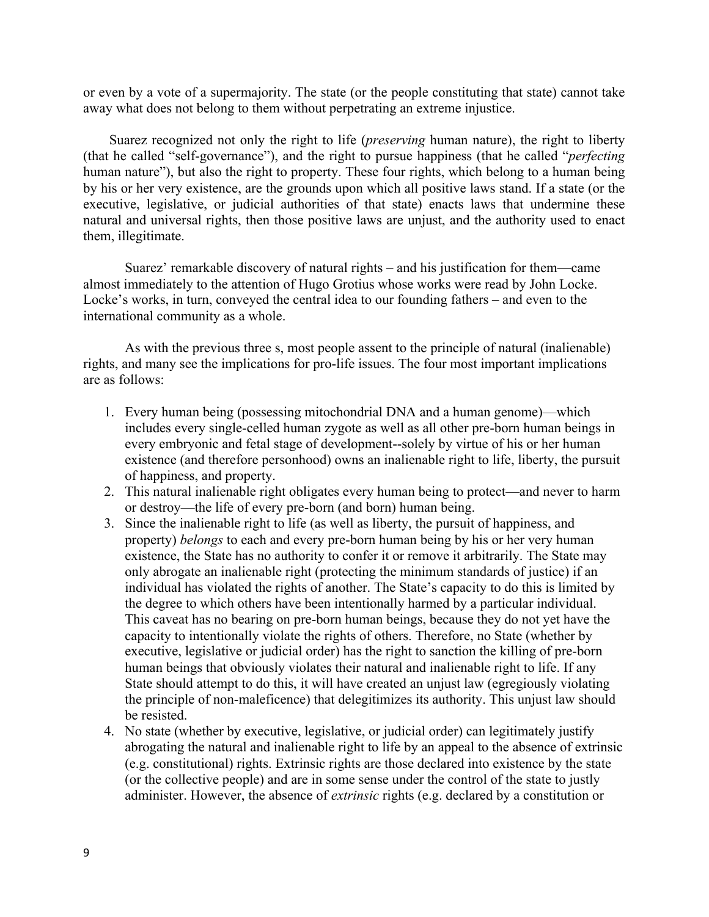or even by a vote of a supermajority. The state (or the people constituting that state) cannot take away what does not belong to them without perpetrating an extreme injustice.

Suarez recognized not only the right to life (*preserving* human nature), the right to liberty (that he called "self-governance"), and the right to pursue happiness (that he called "*perfecting* human nature"), but also the right to property. These four rights, which belong to a human being by his or her very existence, are the grounds upon which all positive laws stand. If a state (or the executive, legislative, or judicial authorities of that state) enacts laws that undermine these natural and universal rights, then those positive laws are unjust, and the authority used to enact them, illegitimate.

Suarez' remarkable discovery of natural rights – and his justification for them—came almost immediately to the attention of Hugo Grotius whose works were read by John Locke. Locke's works, in turn, conveyed the central idea to our founding fathers – and even to the international community as a whole.

As with the previous three s, most people assent to the principle of natural (inalienable) rights, and many see the implications for pro-life issues. The four most important implications are as follows:

1. Every human being (possessing mitochondrial DNA and a human genome)—which includes every single-celled human zygote as well as all other pre-born human beings in every embryonic and fetal stage of development--solely by virtue of his or her human existence (and therefore personhood) owns an inalienable right to life, liberty, the pursuit of happiness, and property.
2. This natural inalienable right obligates every human being to protect—and never to harm or destroy—the life of every pre-born (and born) human being.
3. Since the inalienable right to life (as well as liberty, the pursuit of happiness, and property) *belongs* to each and every pre-born human being by his or her very human existence, the State has no authority to confer it or remove it arbitrarily. The State may only abrogate an inalienable right (protecting the minimum standards of justice) if an individual has violated the rights of another. The State's capacity to do this is limited by the degree to which others have been intentionally harmed by a particular individual. This caveat has no bearing on pre-born human beings, because they do not yet have the capacity to intentionally violate the rights of others. Therefore, no State (whether by executive, legislative or judicial order) has the right to sanction the killing of pre-born human beings that obviously violates their natural and inalienable right to life. If any State should attempt to do this, it will have created an unjust law (egregiously violating the principle of non-maleficence) that delegitimizes its authority. This unjust law should be resisted.
4. No state (whether by executive, legislative, or judicial order) can legitimately justify abrogating the natural and inalienable right to life by an appeal to the absence of extrinsic (e.g. constitutional) rights. Extrinsic rights are those declared into existence by the state (or the collective people) and are in some sense under the control of the state to justly administer. However, the absence of *extrinsic* rights (e.g. declared by a constitution or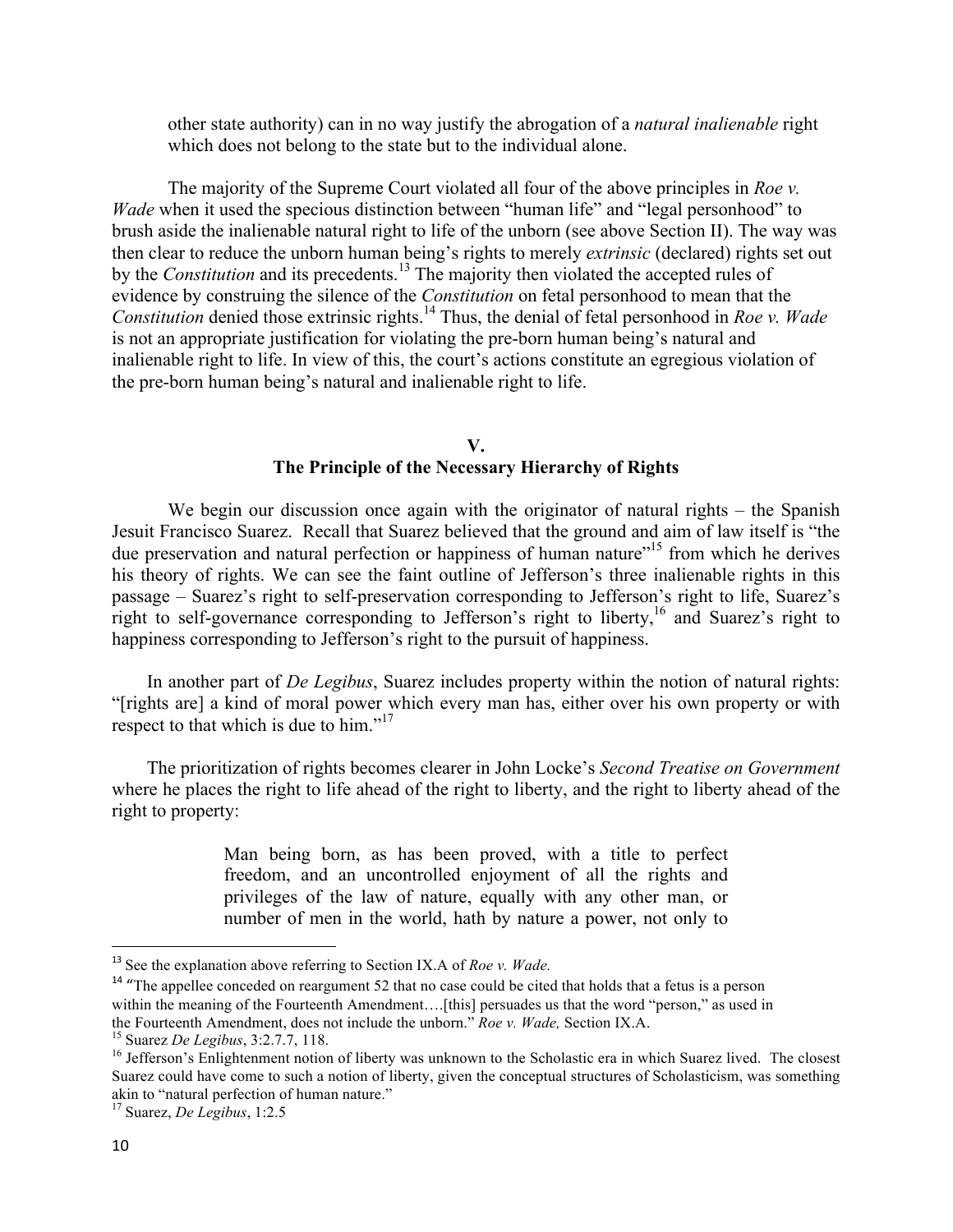other state authority) can in no way justify the abrogation of a *natural inalienable* right which does not belong to the state but to the individual alone.

The majority of the Supreme Court violated all four of the above principles in *Roe v. Wade* when it used the specious distinction between "human life" and "legal personhood" to brush aside the inalienable natural right to life of the unborn (see above Section II). The way was then clear to reduce the unborn human being's rights to merely *extrinsic* (declared) rights set out by the *Constitution* and its precedents.[13] The majority then violated the accepted rules of evidence by construing the silence of the *Constitution* on fetal personhood to mean that the *Constitution* denied those extrinsic rights.[14] Thus, the denial of fetal personhood in *Roe v. Wade* is not an appropriate justification for violating the pre-born human being's natural and inalienable right to life. In view of this, the court's actions constitute an egregious violation of the pre-born human being's natural and inalienable right to life.

## V.
## The Principle of the Necessary Hierarchy of Rights

We begin our discussion once again with the originator of natural rights – the Spanish Jesuit Francisco Suarez. Recall that Suarez believed that the ground and aim of law itself is "the due preservation and natural perfection or happiness of human nature"[15] from which he derives his theory of rights. We can see the faint outline of Jefferson's three inalienable rights in this passage – Suarez's right to self-preservation corresponding to Jefferson's right to life, Suarez's right to self-governance corresponding to Jefferson's right to liberty,[16] and Suarez's right to happiness corresponding to Jefferson's right to the pursuit of happiness.

In another part of *De Legibus*, Suarez includes property within the notion of natural rights: "[rights are] a kind of moral power which every man has, either over his own property or with respect to that which is due to him."[17]

The prioritization of rights becomes clearer in John Locke's *Second Treatise on Government* where he places the right to life ahead of the right to liberty, and the right to liberty ahead of the right to property:

> Man being born, as has been proved, with a title to perfect freedom, and an uncontrolled enjoyment of all the rights and privileges of the law of nature, equally with any other man, or number of men in the world, hath by nature a power, not only to

---

[13] See the explanation above referring to Section IX.A of *Roe v. Wade.*

[14] "The appellee conceded on reargument 52 that no case could be cited that holds that a fetus is a person within the meaning of the Fourteenth Amendment….[this] persuades us that the word "person," as used in the Fourteenth Amendment, does not include the unborn." *Roe v. Wade,* Section IX.A.

[15] Suarez *De Legibus*, 3:2.7.7, 118.

[16] Jefferson's Enlightenment notion of liberty was unknown to the Scholastic era in which Suarez lived. The closest Suarez could have come to such a notion of liberty, given the conceptual structures of Scholasticism, was something akin to "natural perfection of human nature."

[17] Suarez, *De Legibus*, 1:2.5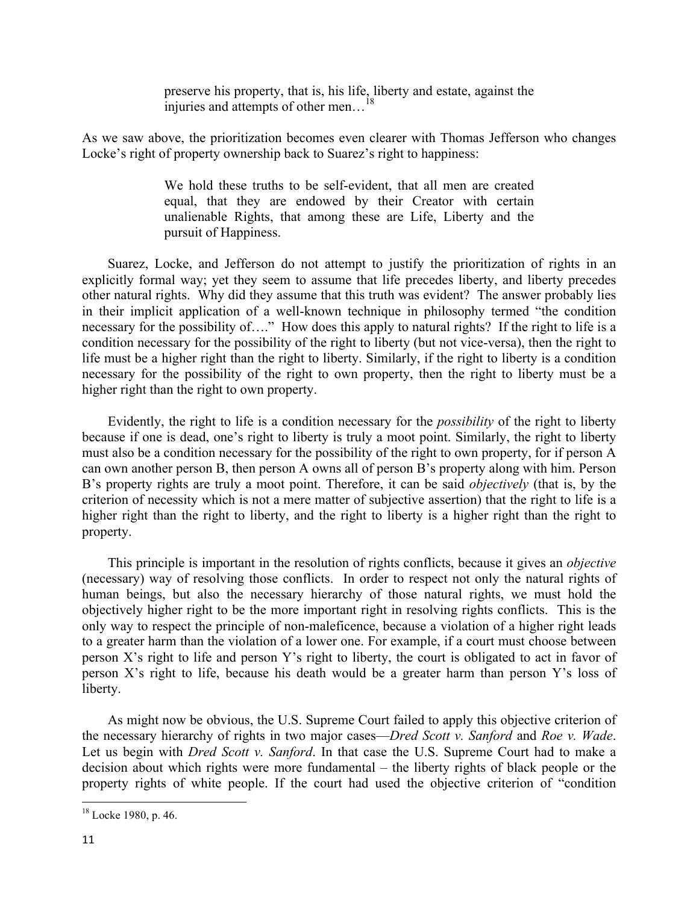> preserve his property, that is, his life, liberty and estate, against the injuries and attempts of other men…[18]

As we saw above, the prioritization becomes even clearer with Thomas Jefferson who changes Locke's right of property ownership back to Suarez's right to happiness:

> We hold these truths to be self-evident, that all men are created equal, that they are endowed by their Creator with certain unalienable Rights, that among these are Life, Liberty and the pursuit of Happiness.

Suarez, Locke, and Jefferson do not attempt to justify the prioritization of rights in an explicitly formal way; yet they seem to assume that life precedes liberty, and liberty precedes other natural rights. Why did they assume that this truth was evident? The answer probably lies in their implicit application of a well-known technique in philosophy termed "the condition necessary for the possibility of…." How does this apply to natural rights? If the right to life is a condition necessary for the possibility of the right to liberty (but not vice-versa), then the right to life must be a higher right than the right to liberty. Similarly, if the right to liberty is a condition necessary for the possibility of the right to own property, then the right to liberty must be a higher right than the right to own property.

Evidently, the right to life is a condition necessary for the *possibility* of the right to liberty because if one is dead, one's right to liberty is truly a moot point. Similarly, the right to liberty must also be a condition necessary for the possibility of the right to own property, for if person A can own another person B, then person A owns all of person B's property along with him. Person B's property rights are truly a moot point. Therefore, it can be said *objectively* (that is, by the criterion of necessity which is not a mere matter of subjective assertion) that the right to life is a higher right than the right to liberty, and the right to liberty is a higher right than the right to property.

This principle is important in the resolution of rights conflicts, because it gives an *objective* (necessary) way of resolving those conflicts. In order to respect not only the natural rights of human beings, but also the necessary hierarchy of those natural rights, we must hold the objectively higher right to be the more important right in resolving rights conflicts. This is the only way to respect the principle of non-maleficence, because a violation of a higher right leads to a greater harm than the violation of a lower one. For example, if a court must choose between person X's right to life and person Y's right to liberty, the court is obligated to act in favor of person X's right to life, because his death would be a greater harm than person Y's loss of liberty.

As might now be obvious, the U.S. Supreme Court failed to apply this objective criterion of the necessary hierarchy of rights in two major cases—*Dred Scott v. Sanford* and *Roe v. Wade*. Let us begin with *Dred Scott v. Sanford*. In that case the U.S. Supreme Court had to make a decision about which rights were more fundamental – the liberty rights of black people or the property rights of white people. If the court had used the objective criterion of "condition

---

[18] Locke 1980, p. 46.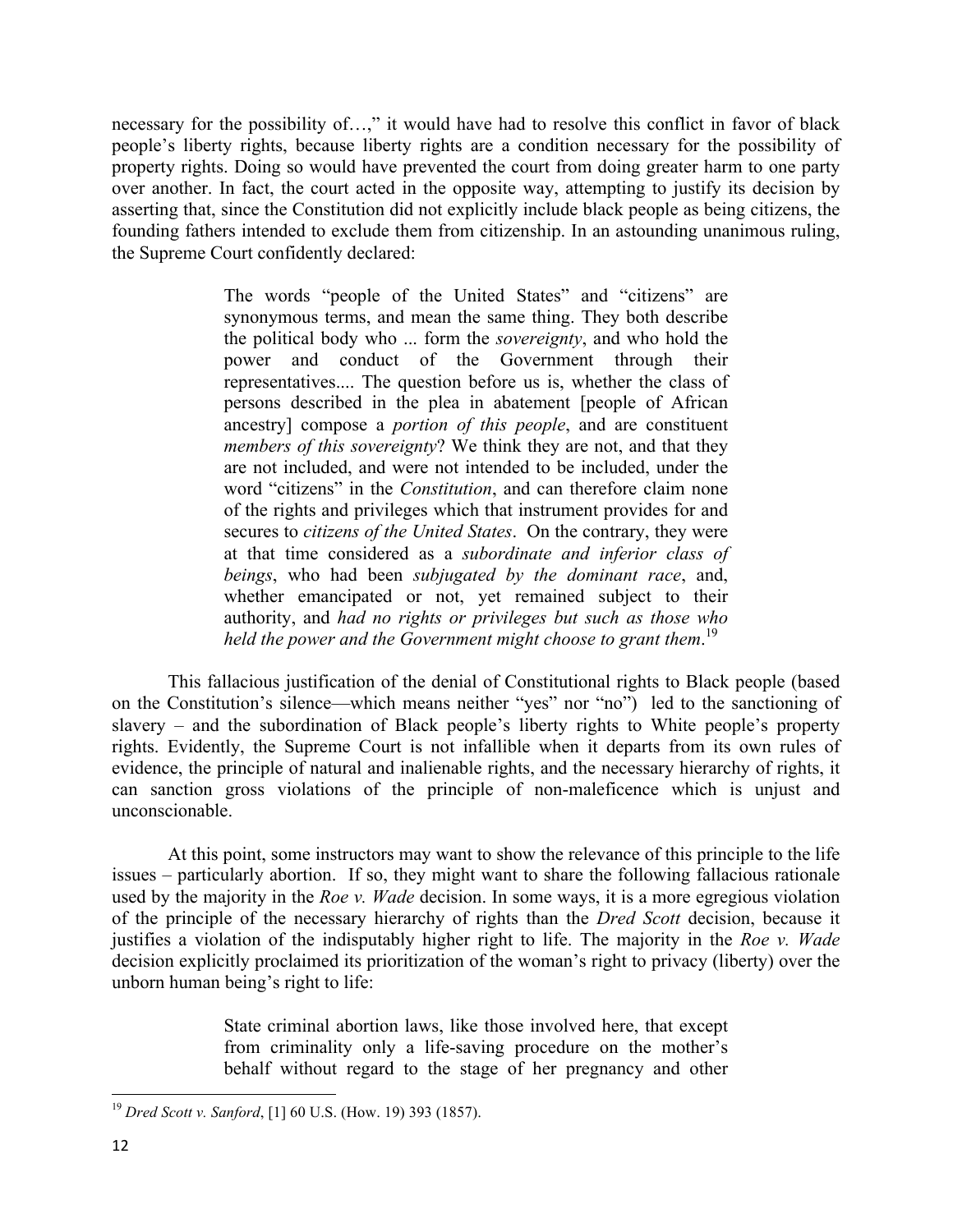necessary for the possibility of…," it would have had to resolve this conflict in favor of black people's liberty rights, because liberty rights are a condition necessary for the possibility of property rights. Doing so would have prevented the court from doing greater harm to one party over another. In fact, the court acted in the opposite way, attempting to justify its decision by asserting that, since the Constitution did not explicitly include black people as being citizens, the founding fathers intended to exclude them from citizenship. In an astounding unanimous ruling, the Supreme Court confidently declared:

> The words "people of the United States" and "citizens" are synonymous terms, and mean the same thing. They both describe the political body who ... form the *sovereignty*, and who hold the power and conduct of the Government through their representatives.... The question before us is, whether the class of persons described in the plea in abatement [people of African ancestry] compose a *portion of this people*, and are constituent *members of this sovereignty*? We think they are not, and that they are not included, and were not intended to be included, under the word "citizens" in the *Constitution*, and can therefore claim none of the rights and privileges which that instrument provides for and secures to *citizens of the United States*. On the contrary, they were at that time considered as a *subordinate and inferior class of beings*, who had been *subjugated by the dominant race*, and, whether emancipated or not, yet remained subject to their authority, and *had no rights or privileges but such as those who held the power and the Government might choose to grant them*.[19]

This fallacious justification of the denial of Constitutional rights to Black people (based on the Constitution's silence—which means neither "yes" nor "no") led to the sanctioning of slavery – and the subordination of Black people's liberty rights to White people's property rights. Evidently, the Supreme Court is not infallible when it departs from its own rules of evidence, the principle of natural and inalienable rights, and the necessary hierarchy of rights, it can sanction gross violations of the principle of non-maleficence which is unjust and unconscionable.

At this point, some instructors may want to show the relevance of this principle to the life issues – particularly abortion. If so, they might want to share the following fallacious rationale used by the majority in the *Roe v. Wade* decision. In some ways, it is a more egregious violation of the principle of the necessary hierarchy of rights than the *Dred Scott* decision, because it justifies a violation of the indisputably higher right to life. The majority in the *Roe v. Wade* decision explicitly proclaimed its prioritization of the woman's right to privacy (liberty) over the unborn human being's right to life:

> State criminal abortion laws, like those involved here, that except from criminality only a life-saving procedure on the mother's behalf without regard to the stage of her pregnancy and other

---

[19] *Dred Scott v. Sanford*, [1] 60 U.S. (How. 19) 393 (1857).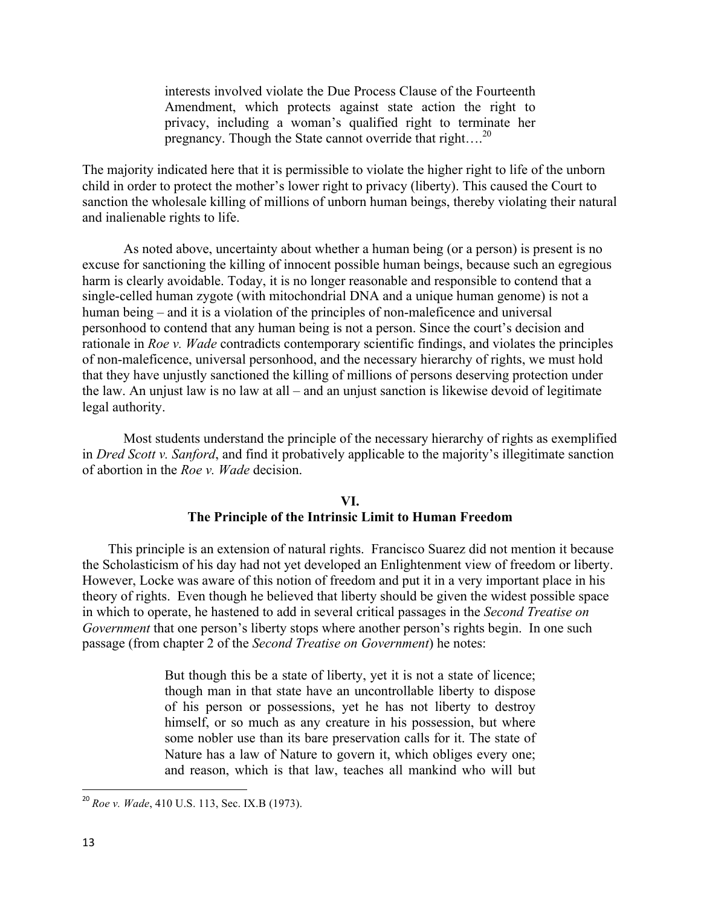> interests involved violate the Due Process Clause of the Fourteenth Amendment, which protects against state action the right to privacy, including a woman's qualified right to terminate her pregnancy. Though the State cannot override that right….[20]

The majority indicated here that it is permissible to violate the higher right to life of the unborn child in order to protect the mother's lower right to privacy (liberty). This caused the Court to sanction the wholesale killing of millions of unborn human beings, thereby violating their natural and inalienable rights to life.

As noted above, uncertainty about whether a human being (or a person) is present is no excuse for sanctioning the killing of innocent possible human beings, because such an egregious harm is clearly avoidable. Today, it is no longer reasonable and responsible to contend that a single-celled human zygote (with mitochondrial DNA and a unique human genome) is not a human being – and it is a violation of the principles of non-maleficence and universal personhood to contend that any human being is not a person. Since the court's decision and rationale in *Roe v. Wade* contradicts contemporary scientific findings, and violates the principles of non-maleficence, universal personhood, and the necessary hierarchy of rights, we must hold that they have unjustly sanctioned the killing of millions of persons deserving protection under the law. An unjust law is no law at all – and an unjust sanction is likewise devoid of legitimate legal authority.

Most students understand the principle of the necessary hierarchy of rights as exemplified in *Dred Scott v. Sanford*, and find it probatively applicable to the majority's illegitimate sanction of abortion in the *Roe v. Wade* decision.

## VI.
## The Principle of the Intrinsic Limit to Human Freedom

This principle is an extension of natural rights. Francisco Suarez did not mention it because the Scholasticism of his day had not yet developed an Enlightenment view of freedom or liberty. However, Locke was aware of this notion of freedom and put it in a very important place in his theory of rights. Even though he believed that liberty should be given the widest possible space in which to operate, he hastened to add in several critical passages in the *Second Treatise on Government* that one person's liberty stops where another person's rights begin. In one such passage (from chapter 2 of the *Second Treatise on Government*) he notes:

> But though this be a state of liberty, yet it is not a state of licence; though man in that state have an uncontrollable liberty to dispose of his person or possessions, yet he has not liberty to destroy himself, or so much as any creature in his possession, but where some nobler use than its bare preservation calls for it. The state of Nature has a law of Nature to govern it, which obliges every one; and reason, which is that law, teaches all mankind who will but

---

[20] *Roe v. Wade*, 410 U.S. 113, Sec. IX.B (1973).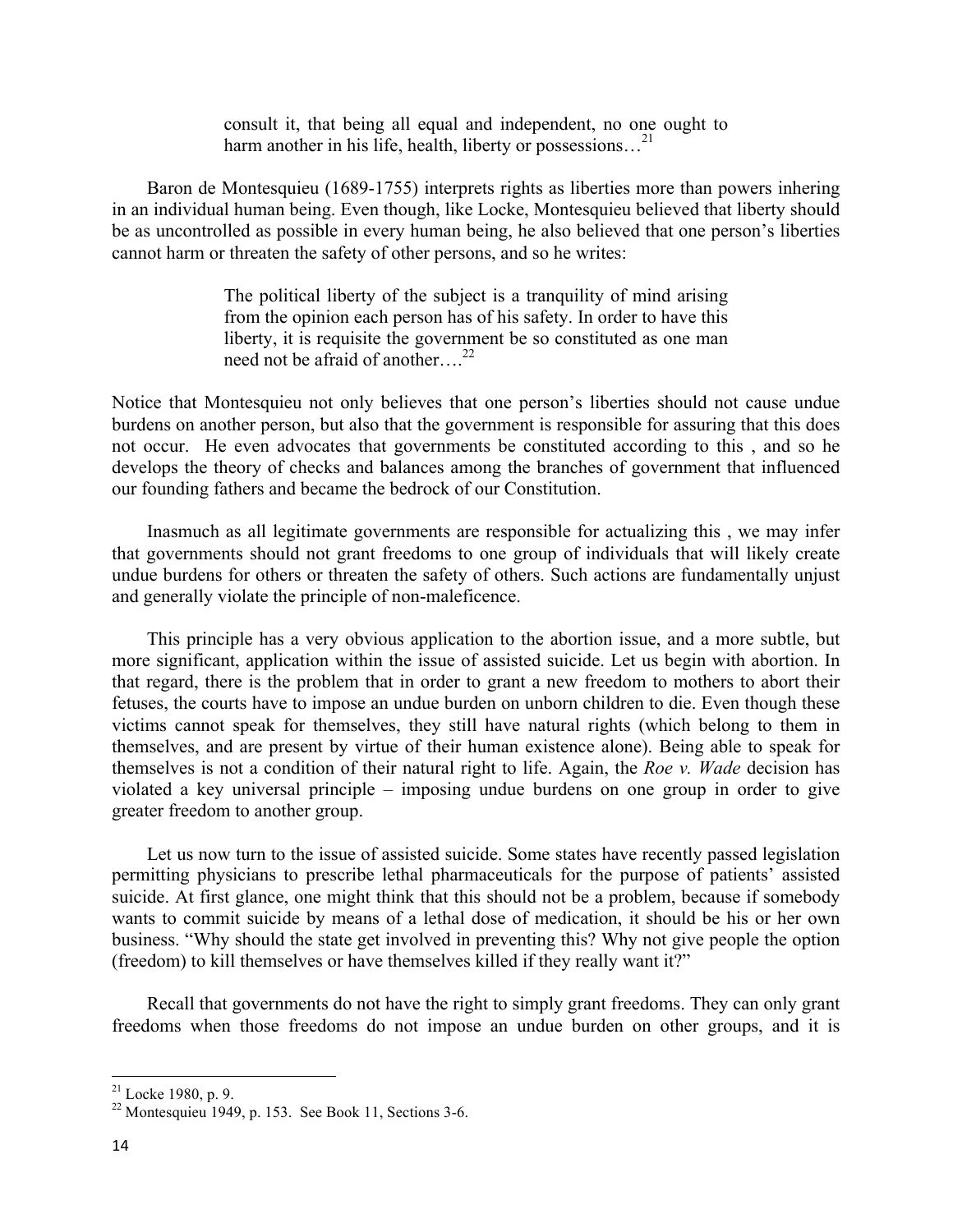> consult it, that being all equal and independent, no one ought to harm another in his life, health, liberty or possessions…[21]

Baron de Montesquieu (1689-1755) interprets rights as liberties more than powers inhering in an individual human being. Even though, like Locke, Montesquieu believed that liberty should be as uncontrolled as possible in every human being, he also believed that one person's liberties cannot harm or threaten the safety of other persons, and so he writes:

> The political liberty of the subject is a tranquility of mind arising from the opinion each person has of his safety. In order to have this liberty, it is requisite the government be so constituted as one man need not be afraid of another….[22]

Notice that Montesquieu not only believes that one person's liberties should not cause undue burdens on another person, but also that the government is responsible for assuring that this does not occur. He even advocates that governments be constituted according to this , and so he develops the theory of checks and balances among the branches of government that influenced our founding fathers and became the bedrock of our Constitution.

Inasmuch as all legitimate governments are responsible for actualizing this , we may infer that governments should not grant freedoms to one group of individuals that will likely create undue burdens for others or threaten the safety of others. Such actions are fundamentally unjust and generally violate the principle of non-maleficence.

This principle has a very obvious application to the abortion issue, and a more subtle, but more significant, application within the issue of assisted suicide. Let us begin with abortion. In that regard, there is the problem that in order to grant a new freedom to mothers to abort their fetuses, the courts have to impose an undue burden on unborn children to die. Even though these victims cannot speak for themselves, they still have natural rights (which belong to them in themselves, and are present by virtue of their human existence alone). Being able to speak for themselves is not a condition of their natural right to life. Again, the *Roe v. Wade* decision has violated a key universal principle – imposing undue burdens on one group in order to give greater freedom to another group.

Let us now turn to the issue of assisted suicide. Some states have recently passed legislation permitting physicians to prescribe lethal pharmaceuticals for the purpose of patients' assisted suicide. At first glance, one might think that this should not be a problem, because if somebody wants to commit suicide by means of a lethal dose of medication, it should be his or her own business. "Why should the state get involved in preventing this? Why not give people the option (freedom) to kill themselves or have themselves killed if they really want it?"

Recall that governments do not have the right to simply grant freedoms. They can only grant freedoms when those freedoms do not impose an undue burden on other groups, and it is

---

[21] Locke 1980, p. 9.

[22] Montesquieu 1949, p. 153. See Book 11, Sections 3-6.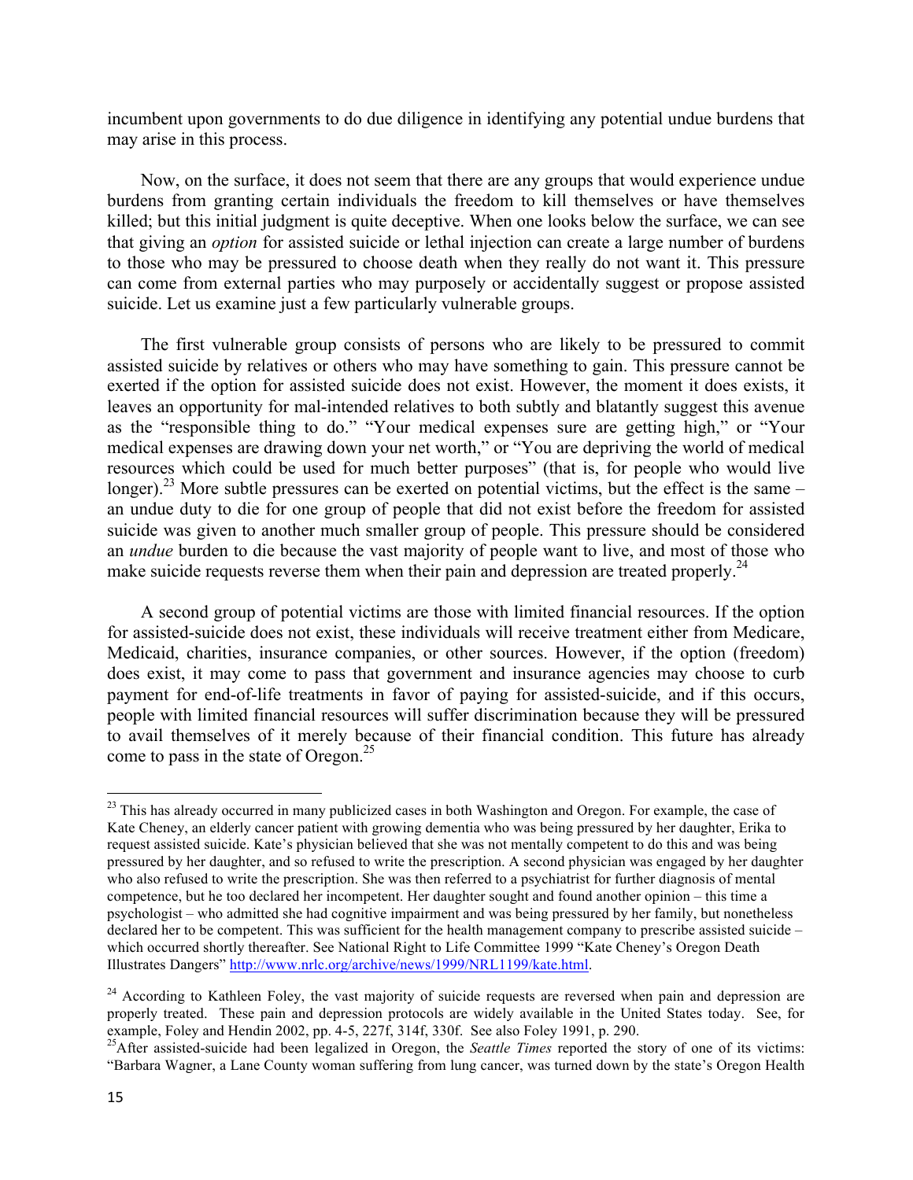incumbent upon governments to do due diligence in identifying any potential undue burdens that may arise in this process.

Now, on the surface, it does not seem that there are any groups that would experience undue burdens from granting certain individuals the freedom to kill themselves or have themselves killed; but this initial judgment is quite deceptive. When one looks below the surface, we can see that giving an *option* for assisted suicide or lethal injection can create a large number of burdens to those who may be pressured to choose death when they really do not want it. This pressure can come from external parties who may purposely or accidentally suggest or propose assisted suicide. Let us examine just a few particularly vulnerable groups.

The first vulnerable group consists of persons who are likely to be pressured to commit assisted suicide by relatives or others who may have something to gain. This pressure cannot be exerted if the option for assisted suicide does not exist. However, the moment it does exists, it leaves an opportunity for mal-intended relatives to both subtly and blatantly suggest this avenue as the "responsible thing to do." "Your medical expenses sure are getting high," or "Your medical expenses are drawing down your net worth," or "You are depriving the world of medical resources which could be used for much better purposes" (that is, for people who would live longer).[23] More subtle pressures can be exerted on potential victims, but the effect is the same – an undue duty to die for one group of people that did not exist before the freedom for assisted suicide was given to another much smaller group of people. This pressure should be considered an *undue* burden to die because the vast majority of people want to live, and most of those who make suicide requests reverse them when their pain and depression are treated properly.[24]

A second group of potential victims are those with limited financial resources. If the option for assisted-suicide does not exist, these individuals will receive treatment either from Medicare, Medicaid, charities, insurance companies, or other sources. However, if the option (freedom) does exist, it may come to pass that government and insurance agencies may choose to curb payment for end-of-life treatments in favor of paying for assisted-suicide, and if this occurs, people with limited financial resources will suffer discrimination because they will be pressured to avail themselves of it merely because of their financial condition. This future has already come to pass in the state of Oregon.[25]

---

[23] This has already occurred in many publicized cases in both Washington and Oregon. For example, the case of Kate Cheney, an elderly cancer patient with growing dementia who was being pressured by her daughter, Erika to request assisted suicide. Kate's physician believed that she was not mentally competent to do this and was being pressured by her daughter, and so refused to write the prescription. A second physician was engaged by her daughter who also refused to write the prescription. She was then referred to a psychiatrist for further diagnosis of mental competence, but he too declared her incompetent. Her daughter sought and found another opinion – this time a psychologist – who admitted she had cognitive impairment and was being pressured by her family, but nonetheless declared her to be competent. This was sufficient for the health management company to prescribe assisted suicide – which occurred shortly thereafter. See National Right to Life Committee 1999 "Kate Cheney's Oregon Death Illustrates Dangers" http://www.nrlc.org/archive/news/1999/NRL1199/kate.html.

[24] According to Kathleen Foley, the vast majority of suicide requests are reversed when pain and depression are properly treated. These pain and depression protocols are widely available in the United States today. See, for example, Foley and Hendin 2002, pp. 4-5, 227f, 314f, 330f. See also Foley 1991, p. 290.

[25] After assisted-suicide had been legalized in Oregon, the *Seattle Times* reported the story of one of its victims: "Barbara Wagner, a Lane County woman suffering from lung cancer, was turned down by the state's Oregon Health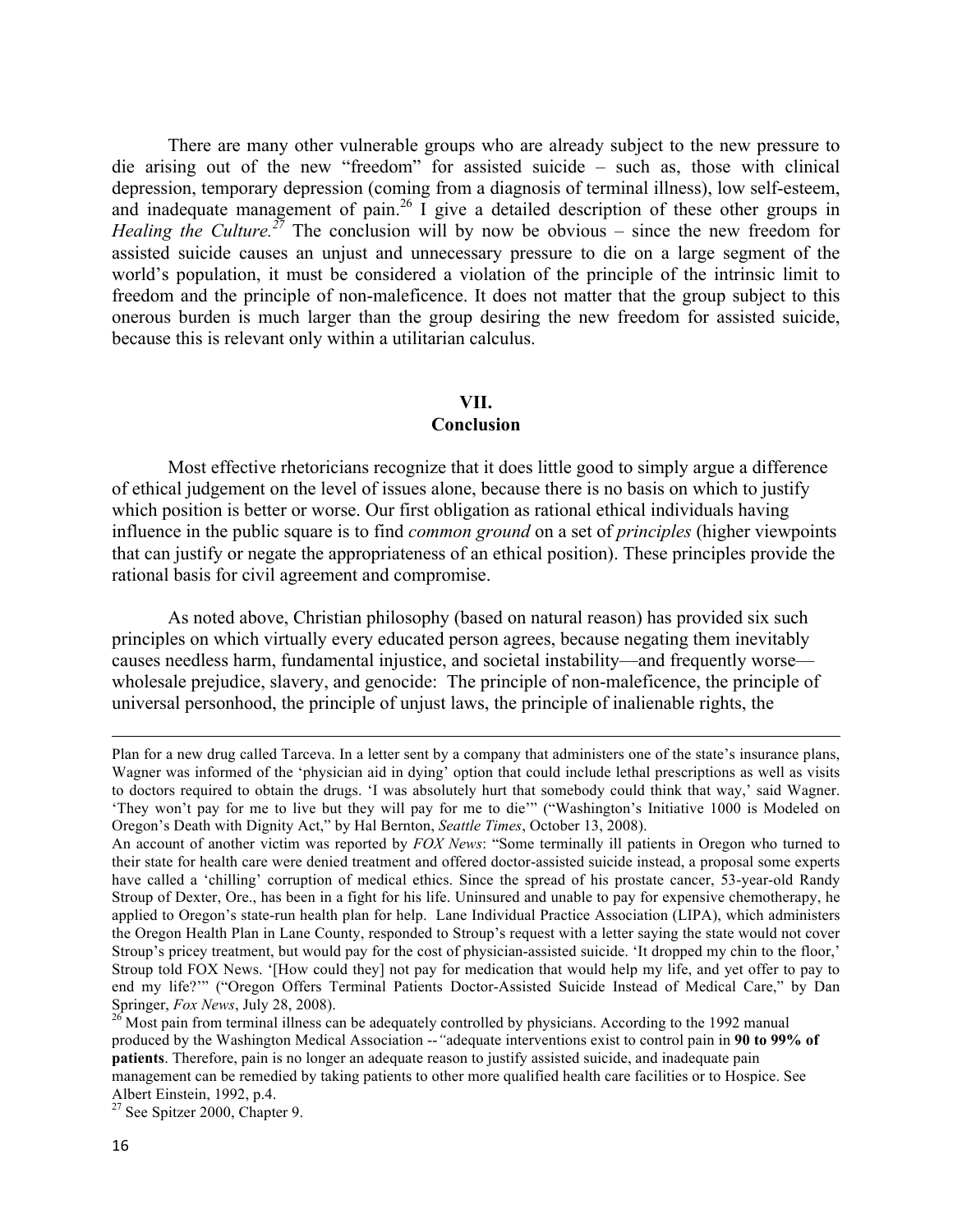There are many other vulnerable groups who are already subject to the new pressure to die arising out of the new "freedom" for assisted suicide – such as, those with clinical depression, temporary depression (coming from a diagnosis of terminal illness), low self-esteem, and inadequate management of pain.[26] I give a detailed description of these other groups in *Healing the Culture.*[27] The conclusion will by now be obvious – since the new freedom for assisted suicide causes an unjust and unnecessary pressure to die on a large segment of the world's population, it must be considered a violation of the principle of the intrinsic limit to freedom and the principle of non-maleficence. It does not matter that the group subject to this onerous burden is much larger than the group desiring the new freedom for assisted suicide, because this is relevant only within a utilitarian calculus.

## VII.
## Conclusion

Most effective rhetoricians recognize that it does little good to simply argue a difference of ethical judgement on the level of issues alone, because there is no basis on which to justify which position is better or worse. Our first obligation as rational ethical individuals having influence in the public square is to find *common ground* on a set of *principles* (higher viewpoints that can justify or negate the appropriateness of an ethical position). These principles provide the rational basis for civil agreement and compromise.

As noted above, Christian philosophy (based on natural reason) has provided six such principles on which virtually every educated person agrees, because negating them inevitably causes needless harm, fundamental injustice, and societal instability—and frequently worse—wholesale prejudice, slavery, and genocide: The principle of non-maleficence, the principle of universal personhood, the principle of unjust laws, the principle of inalienable rights, the

---

Plan for a new drug called Tarceva. In a letter sent by a company that administers one of the state's insurance plans, Wagner was informed of the 'physician aid in dying' option that could include lethal prescriptions as well as visits to doctors required to obtain the drugs. 'I was absolutely hurt that somebody could think that way,' said Wagner. 'They won't pay for me to live but they will pay for me to die'" ("Washington's Initiative 1000 is Modeled on Oregon's Death with Dignity Act," by Hal Bernton, *Seattle Times*, October 13, 2008).

An account of another victim was reported by *FOX News*: "Some terminally ill patients in Oregon who turned to their state for health care were denied treatment and offered doctor-assisted suicide instead, a proposal some experts have called a 'chilling' corruption of medical ethics. Since the spread of his prostate cancer, 53-year-old Randy Stroup of Dexter, Ore., has been in a fight for his life. Uninsured and unable to pay for expensive chemotherapy, he applied to Oregon's state-run health plan for help. Lane Individual Practice Association (LIPA), which administers the Oregon Health Plan in Lane County, responded to Stroup's request with a letter saying the state would not cover Stroup's pricey treatment, but would pay for the cost of physician-assisted suicide. 'It dropped my chin to the floor,' Stroup told FOX News. '[How could they] not pay for medication that would help my life, and yet offer to pay to end my life?'" ("Oregon Offers Terminal Patients Doctor-Assisted Suicide Instead of Medical Care," by Dan Springer, *Fox News*, July 28, 2008).

[26] Most pain from terminal illness can be adequately controlled by physicians. According to the 1992 manual produced by the Washington Medical Association -- *"*adequate interventions exist to control pain in **90 to 99% of patients**. Therefore, pain is no longer an adequate reason to justify assisted suicide, and inadequate pain management can be remedied by taking patients to other more qualified health care facilities or to Hospice. See Albert Einstein, 1992, p.4.

[27] See Spitzer 2000, Chapter 9.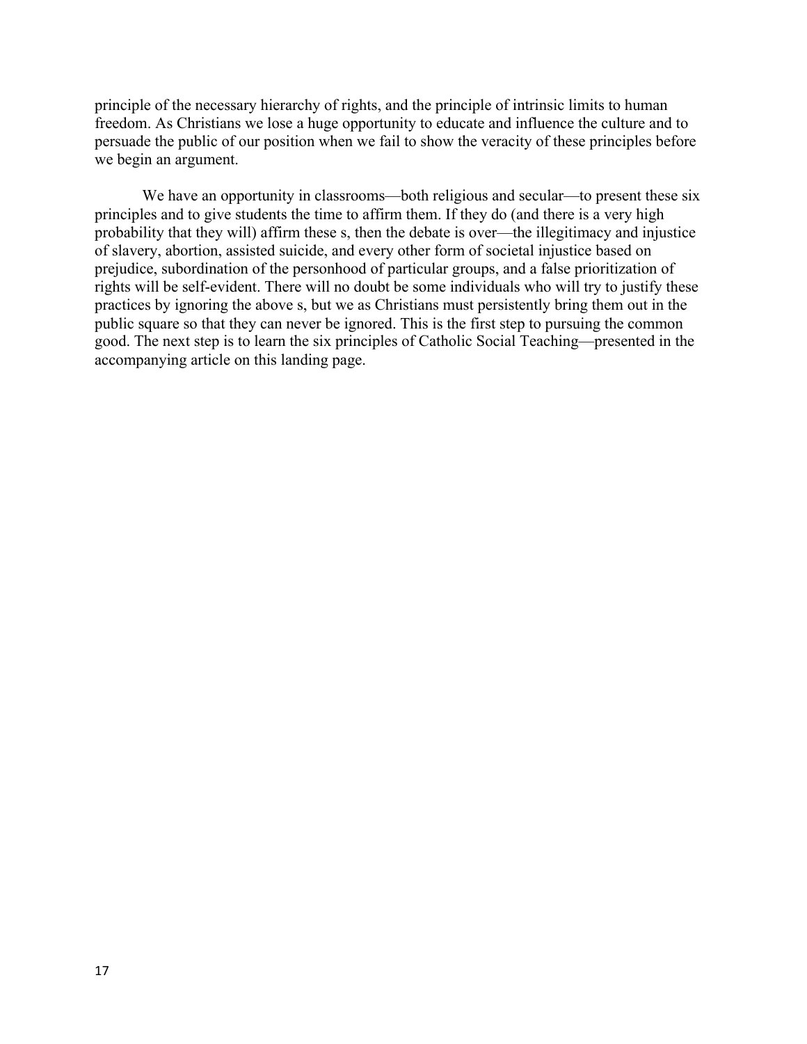principle of the necessary hierarchy of rights, and the principle of intrinsic limits to human freedom. As Christians we lose a huge opportunity to educate and influence the culture and to persuade the public of our position when we fail to show the veracity of these principles before we begin an argument.

We have an opportunity in classrooms—both religious and secular—to present these six principles and to give students the time to affirm them. If they do (and there is a very high probability that they will) affirm these s, then the debate is over—the illegitimacy and injustice of slavery, abortion, assisted suicide, and every other form of societal injustice based on prejudice, subordination of the personhood of particular groups, and a false prioritization of rights will be self-evident. There will no doubt be some individuals who will try to justify these practices by ignoring the above s, but we as Christians must persistently bring them out in the public square so that they can never be ignored. This is the first step to pursuing the common good. The next step is to learn the six principles of Catholic Social Teaching—presented in the accompanying article on this landing page.